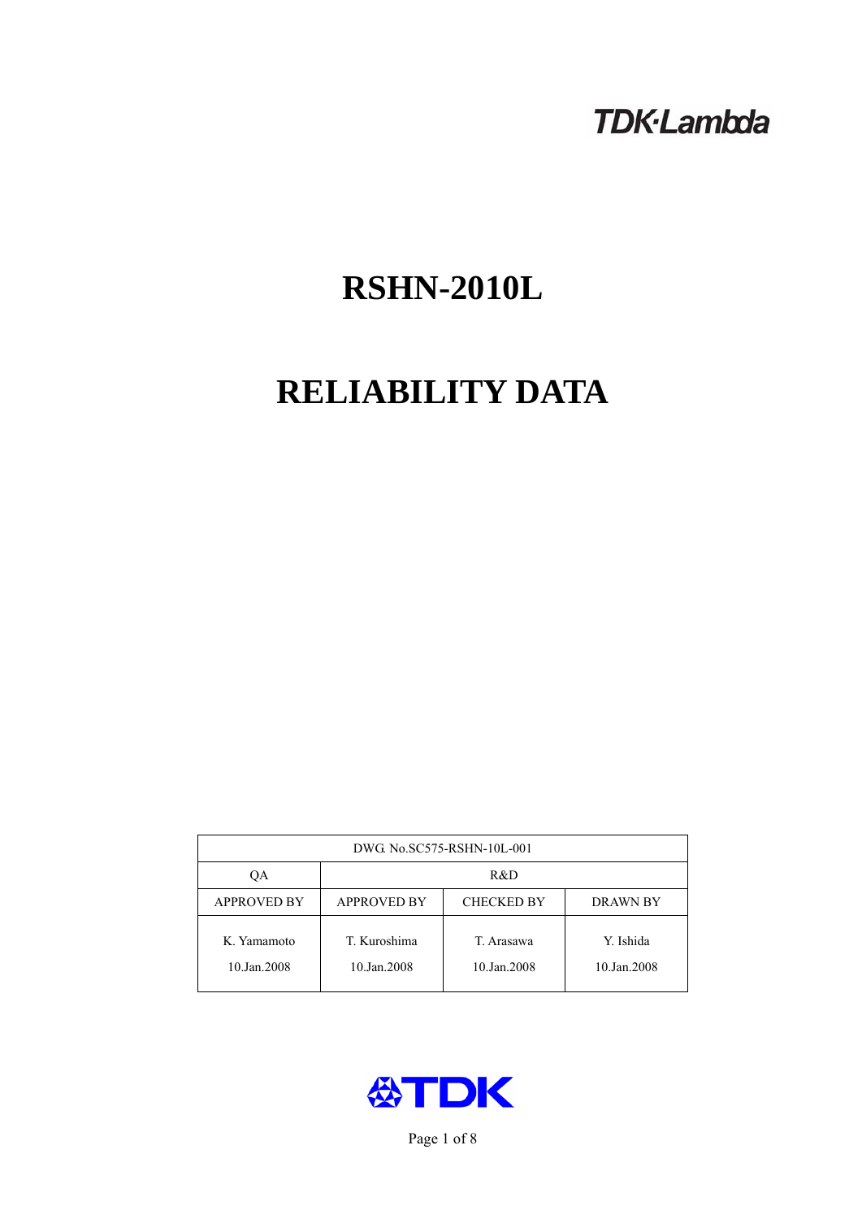TDK·Lambda

# RSHN-2010L

# RELIABILITY DATA

| DWG. No.SC575-RSHN-10L-001 | | | |
|---|---|---|---|
| QA | R&D | | |
| APPROVED BY | APPROVED BY | CHECKED BY | DRAWN BY |
| K. Yamamoto<br>10.Jan.2008 | T. Kuroshima<br>10.Jan.2008 | T. Arasawa<br>10.Jan.2008 | Y. Ishida<br>10.Jan.2008 |

TDK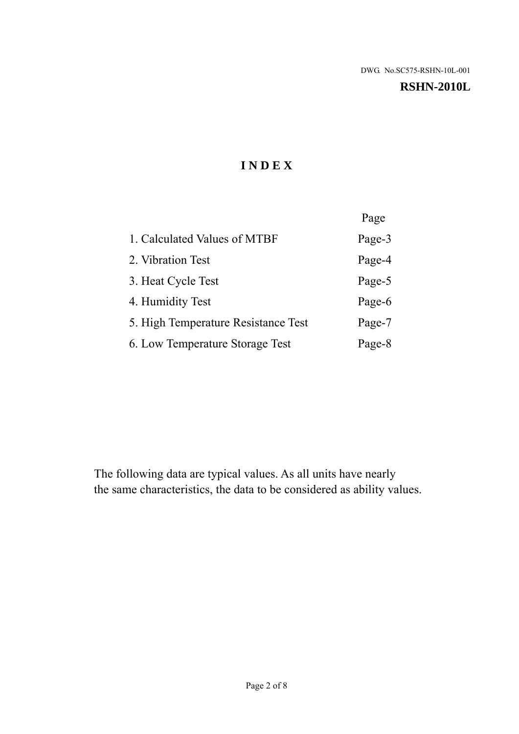DWG. No.SC575-RSHN-10L-001

**RSHN-2010L**

# I N D E X

| | Page |
|---|---|
| 1. Calculated Values of MTBF | Page-3 |
| 2. Vibration Test | Page-4 |
| 3. Heat Cycle Test | Page-5 |
| 4. Humidity Test | Page-6 |
| 5. High Temperature Resistance Test | Page-7 |
| 6. Low Temperature Storage Test | Page-8 |

The following data are typical values. As all units have nearly the same characteristics, the data to be considered as ability values.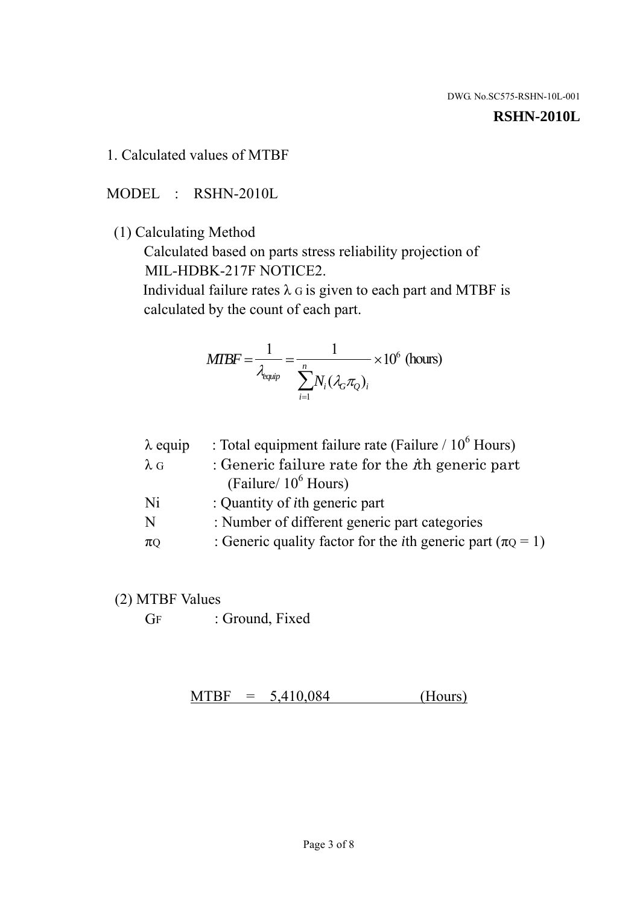DWG. No.SC575-RSHN-10L-001

**RSHN-2010L**

1. Calculated values of MTBF

MODEL : RSHN-2010L

(1) Calculating Method

Calculated based on parts stress reliability projection of MIL-HDBK-217F NOTICE2.

Individual failure rates $\lambda_G$ is given to each part and MTBF is calculated by the count of each part.

$$MTBF = \frac{1}{\lambda_{equip}} = \frac{1}{\sum_{i=1}^{n} N_i (\lambda_G \pi_Q)_i} \times 10^6 \text{ (hours)}$$

| | |
|---|---|
| $\lambda$ equip | : Total equipment failure rate (Failure / $10^6$ Hours) |
| $\lambda_G$ | : Generic failure rate for the $i$th generic part (Failure/ $10^6$ Hours) |
| Ni | : Quantity of $i$th generic part |
| N | : Number of different generic part categories |
| $\pi_Q$ | : Generic quality factor for the $i$th generic part ($\pi_Q = 1$) |

(2) MTBF Values

$G_F$ : Ground, Fixed

MTBF = 5,410,084 (Hours)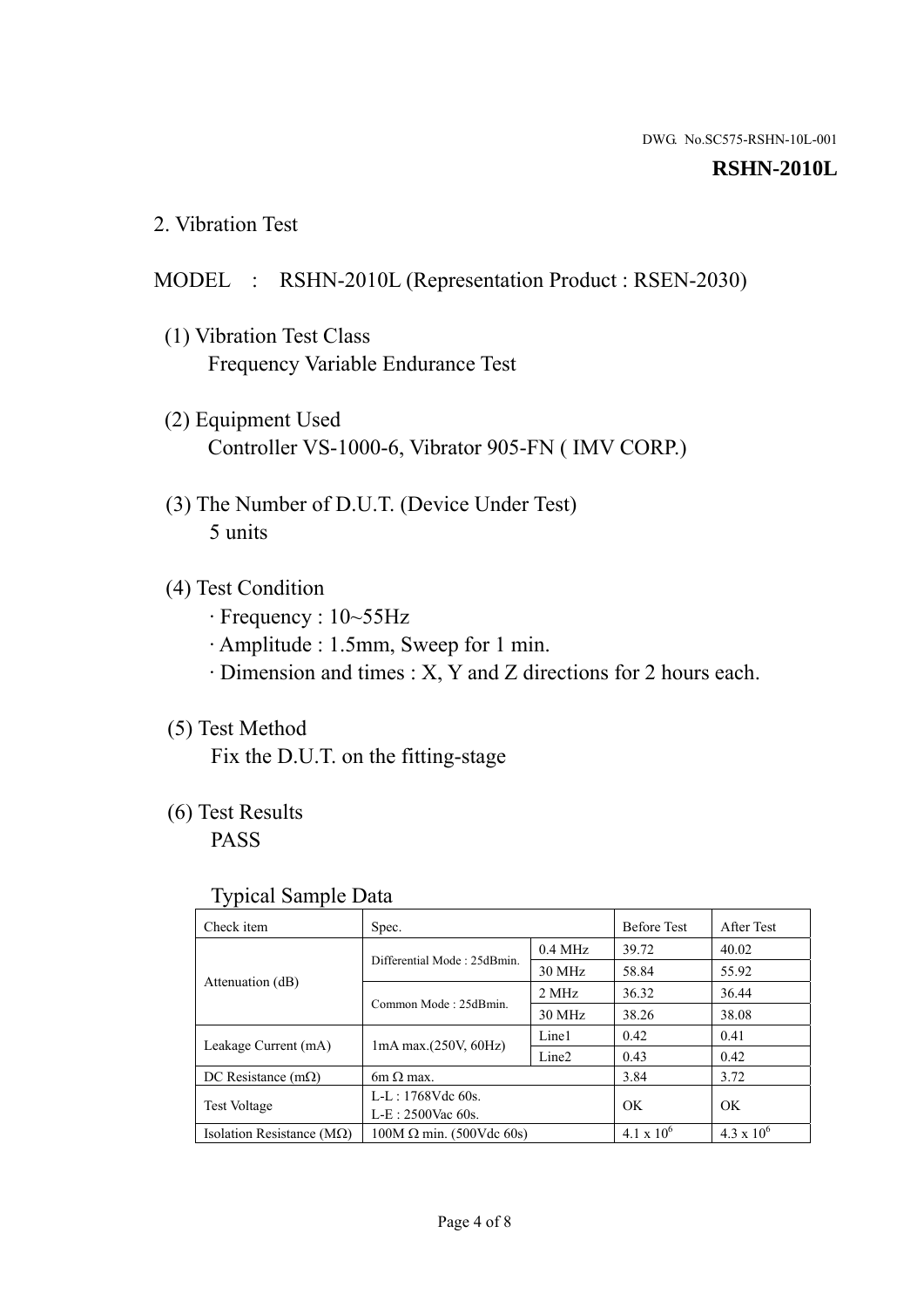DWG. No.SC575-RSHN-10L-001

**RSHN-2010L**

## 2. Vibration Test

MODEL : RSHN-2010L (Representation Product : RSEN-2030)

(1) Vibration Test Class
Frequency Variable Endurance Test

(2) Equipment Used
Controller VS-1000-6, Vibrator 905-FN ( IMV CORP.)

(3) The Number of D.U.T. (Device Under Test)
5 units

(4) Test Condition
· Frequency : 10~55Hz
· Amplitude : 1.5mm, Sweep for 1 min.
· Dimension and times : X, Y and Z directions for 2 hours each.

(5) Test Method
Fix the D.U.T. on the fitting-stage

(6) Test Results
PASS

Typical Sample Data

| Check item | Spec. | | Before Test | After Test |
|---|---|---|---|---|
| Attenuation (dB) | Differential Mode : 25dBmin. | 0.4 MHz | 39.72 | 40.02 |
| | | 30 MHz | 58.84 | 55.92 |
| | Common Mode : 25dBmin. | 2 MHz | 36.32 | 36.44 |
| | | 30 MHz | 38.26 | 38.08 |
| Leakage Current (mA) | 1mA max.(250V, 60Hz) | Line1 | 0.42 | 0.41 |
| | | Line2 | 0.43 | 0.42 |
| DC Resistance (mΩ) | 6m Ω max. | | 3.84 | 3.72 |
| Test Voltage | L-L : 1768Vdc 60s.<br>L-E : 2500Vac 60s. | | OK | OK |
| Isolation Resistance (MΩ) | 100M Ω min. (500Vdc 60s) | | $4.1 \times 10^6$ | $4.3 \times 10^6$ |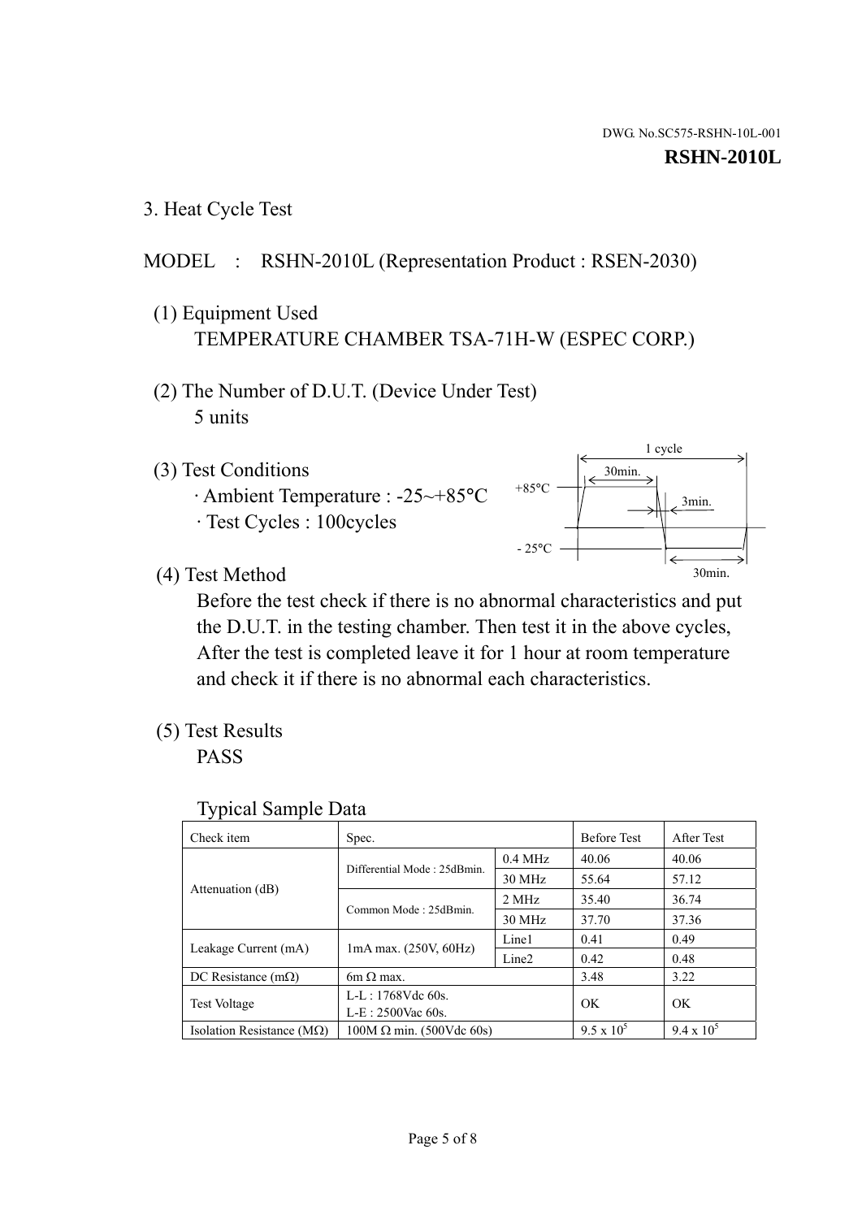DWG. No.SC575-RSHN-10L-001

**RSHN-2010L**

## 3. Heat Cycle Test

MODEL : RSHN-2010L (Representation Product : RSEN-2030)

(1) Equipment Used
TEMPERATURE CHAMBER TSA-71H-W (ESPEC CORP.)

(2) The Number of D.U.T. (Device Under Test)
5 units

(3) Test Conditions
· Ambient Temperature : -25~+85°C
· Test Cycles : 100cycles

1 cycle
30min.
+85°C
3min.
- 25°C
30min.

(4) Test Method
Before the test check if there is no abnormal characteristics and put the D.U.T. in the testing chamber. Then test it in the above cycles, After the test is completed leave it for 1 hour at room temperature and check it if there is no abnormal each characteristics.

(5) Test Results
PASS

Typical Sample Data

| Check item | Spec. | | Before Test | After Test |
|---|---|---|---|---|
| Attenuation (dB) | Differential Mode : 25dBmin. | 0.4 MHz | 40.06 | 40.06 |
| | | 30 MHz | 55.64 | 57.12 |
| | Common Mode : 25dBmin. | 2 MHz | 35.40 | 36.74 |
| | | 30 MHz | 37.70 | 37.36 |
| Leakage Current (mA) | 1mA max. (250V, 60Hz) | Line1 | 0.41 | 0.49 |
| | | Line2 | 0.42 | 0.48 |
| DC Resistance (mΩ) | 6m Ω max. | | 3.48 | 3.22 |
| Test Voltage | L-L : 1768Vdc 60s. L-E : 2500Vac 60s. | | OK | OK |
| Isolation Resistance (MΩ) | 100M Ω min. (500Vdc 60s) | | $9.5 \times 10^5$ | $9.4 \times 10^5$ |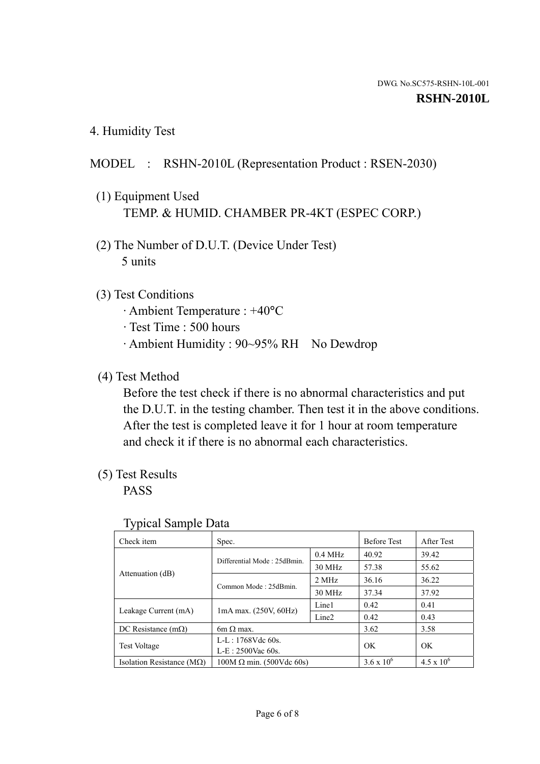DWG. No.SC575-RSHN-10L-001

**RSHN-2010L**

## 4. Humidity Test

MODEL : RSHN-2010L (Representation Product : RSEN-2030)

(1) Equipment Used

TEMP. & HUMID. CHAMBER PR-4KT (ESPEC CORP.)

(2) The Number of D.U.T. (Device Under Test)

5 units

(3) Test Conditions

- Ambient Temperature : +40°C
- Test Time : 500 hours
- Ambient Humidity : 90~95% RH No Dewdrop

(4) Test Method

Before the test check if there is no abnormal characteristics and put the D.U.T. in the testing chamber. Then test it in the above conditions. After the test is completed leave it for 1 hour at room temperature and check it if there is no abnormal each characteristics.

(5) Test Results

PASS

Typical Sample Data

| Check item | Spec. | | Before Test | After Test |
|---|---|---|---|---|
| Attenuation (dB) | Differential Mode : 25dBmin. | 0.4 MHz | 40.92 | 39.42 |
| | | 30 MHz | 57.38 | 55.62 |
| | Common Mode : 25dBmin. | 2 MHz | 36.16 | 36.22 |
| | | 30 MHz | 37.34 | 37.92 |
| Leakage Current (mA) | 1mA max. (250V, 60Hz) | Line1 | 0.42 | 0.41 |
| | | Line2 | 0.42 | 0.43 |
| DC Resistance (mΩ) | 6m Ω max. | | 3.62 | 3.58 |
| Test Voltage | L-L : 1768Vdc 60s.<br>L-E : 2500Vac 60s. | | OK | OK |
| Isolation Resistance (MΩ) | 100M Ω min. (500Vdc 60s) | | $3.6 \times 10^6$ | $4.5 \times 10^6$ |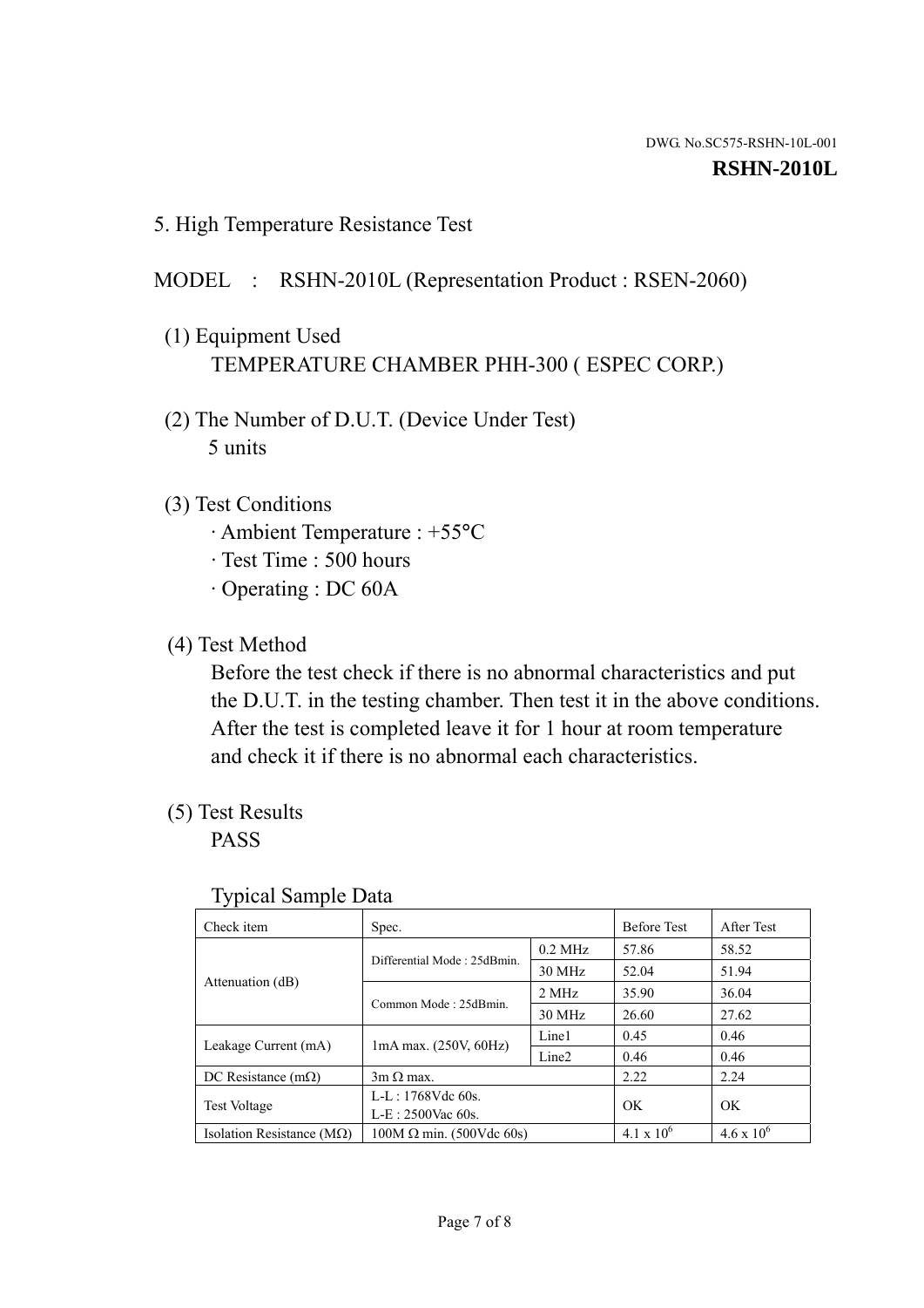DWG. No.SC575-RSHN-10L-001

**RSHN-2010L**

## 5. High Temperature Resistance Test

MODEL : RSHN-2010L (Representation Product : RSEN-2060)

(1) Equipment Used

TEMPERATURE CHAMBER PHH-300 ( ESPEC CORP.)

(2) The Number of D.U.T. (Device Under Test)

5 units

(3) Test Conditions

· Ambient Temperature : +55°C

· Test Time : 500 hours

· Operating : DC 60A

(4) Test Method

Before the test check if there is no abnormal characteristics and put the D.U.T. in the testing chamber. Then test it in the above conditions. After the test is completed leave it for 1 hour at room temperature and check it if there is no abnormal each characteristics.

(5) Test Results

PASS

Typical Sample Data

| Check item | Spec. | | Before Test | After Test |
|---|---|---|---|---|
| Attenuation (dB) | Differential Mode : 25dBmin. | 0.2 MHz | 57.86 | 58.52 |
| | | 30 MHz | 52.04 | 51.94 |
| | Common Mode : 25dBmin. | 2 MHz | 35.90 | 36.04 |
| | | 30 MHz | 26.60 | 27.62 |
| Leakage Current (mA) | 1mA max. (250V, 60Hz) | Line1 | 0.45 | 0.46 |
| | | Line2 | 0.46 | 0.46 |
| DC Resistance (mΩ) | 3m Ω max. | | 2.22 | 2.24 |
| Test Voltage | L-L : 1768Vdc 60s.<br>L-E : 2500Vac 60s. | | OK | OK |
| Isolation Resistance (MΩ) | 100M Ω min. (500Vdc 60s) | | $4.1 \times 10^6$ | $4.6 \times 10^6$ |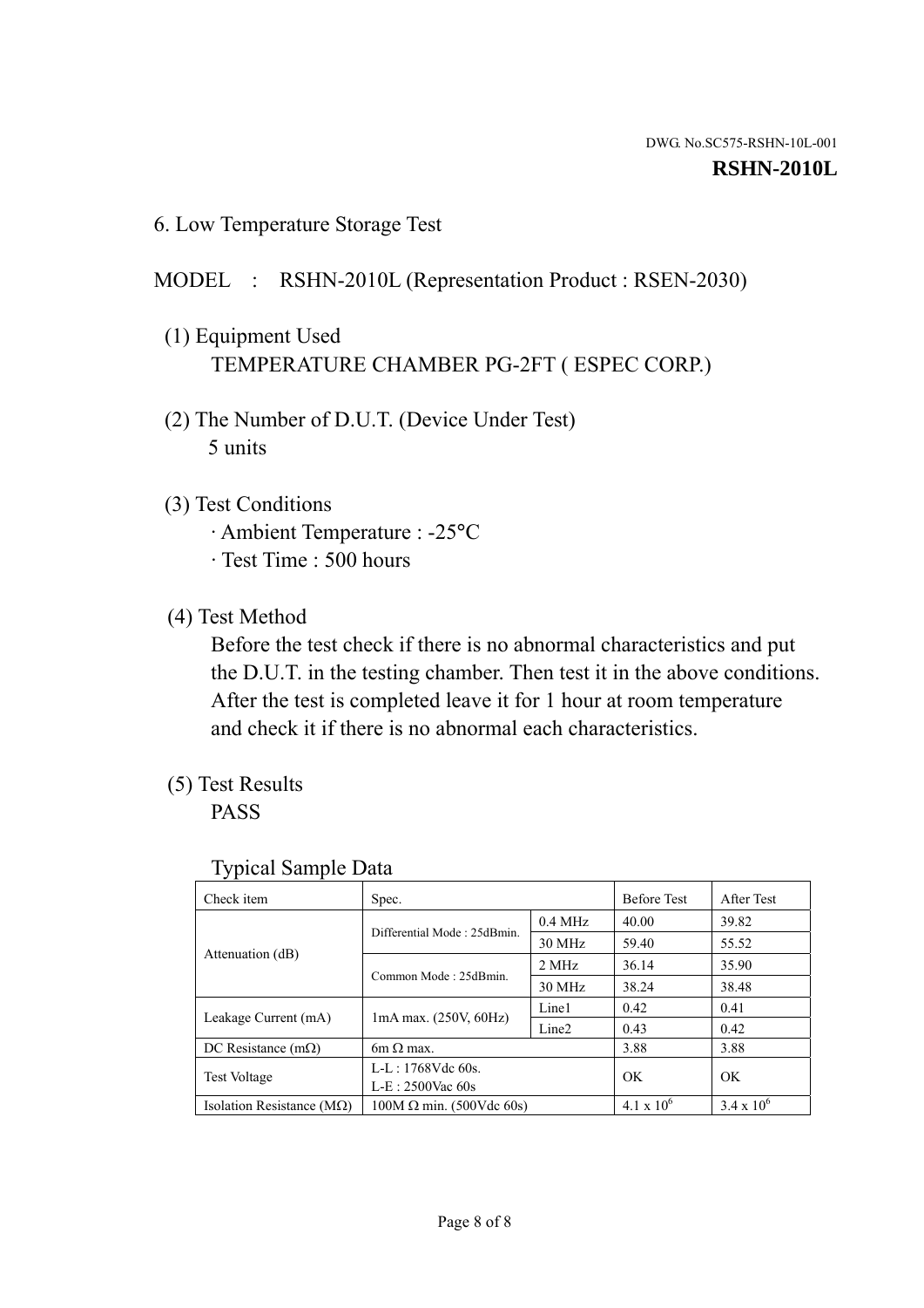DWG. No.SC575-RSHN-10L-001

**RSHN-2010L**

## 6. Low Temperature Storage Test

MODEL : RSHN-2010L (Representation Product : RSEN-2030)

(1) Equipment Used

TEMPERATURE CHAMBER PG-2FT ( ESPEC CORP.)

(2) The Number of D.U.T. (Device Under Test)

5 units

(3) Test Conditions

· Ambient Temperature : -25°C

· Test Time : 500 hours

(4) Test Method

Before the test check if there is no abnormal characteristics and put the D.U.T. in the testing chamber. Then test it in the above conditions. After the test is completed leave it for 1 hour at room temperature and check it if there is no abnormal each characteristics.

(5) Test Results

PASS

Typical Sample Data

| Check item | Spec. | | Before Test | After Test |
|---|---|---|---|---|
| Attenuation (dB) | Differential Mode : 25dBmin. | 0.4 MHz | 40.00 | 39.82 |
| | | 30 MHz | 59.40 | 55.52 |
| | Common Mode : 25dBmin. | 2 MHz | 36.14 | 35.90 |
| | | 30 MHz | 38.24 | 38.48 |
| Leakage Current (mA) | 1mA max. (250V, 60Hz) | Line1 | 0.42 | 0.41 |
| | | Line2 | 0.43 | 0.42 |
| DC Resistance (mΩ) | 6m Ω max. | | 3.88 | 3.88 |
| Test Voltage | L-L : 1768Vdc 60s. L-E : 2500Vac 60s | | OK | OK |
| Isolation Resistance (MΩ) | 100M Ω min. (500Vdc 60s) | | $4.1 \times 10^6$ | $3.4 \times 10^6$ |